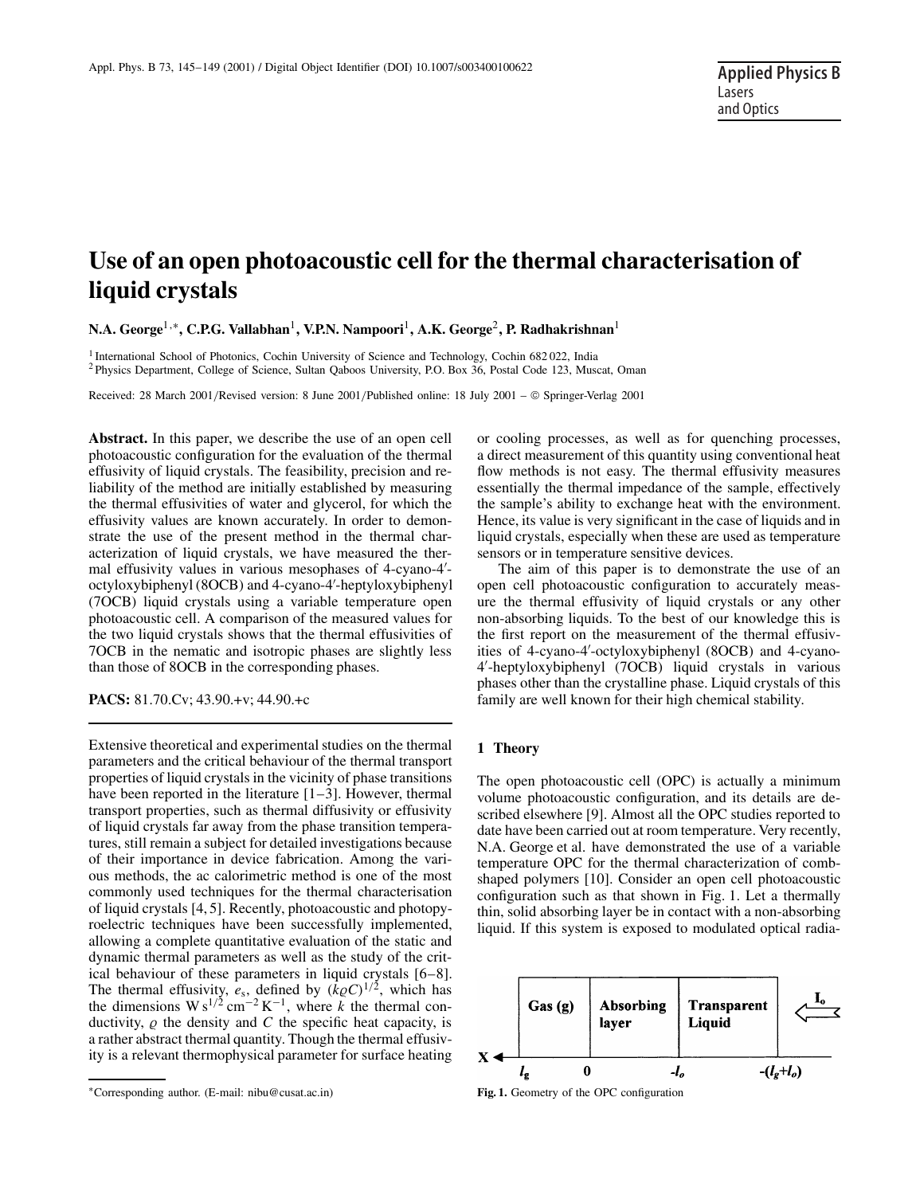# Use of an open photoacoustic cell for the thermal characterisation of liquid crystals

**N.A. George[1,*], C.P.G. Vallabhan[1], V.P.N. Nampoori[1], A.K. George[2], P. Radhakrishnan[1]**

[1] International School of Photonics, Cochin University of Science and Technology, Cochin 682 022, India

[2] Physics Department, College of Science, Sultan Qaboos University, P.O. Box 36, Postal Code 123, Muscat, Oman

Received: 28 March 2001/Revised version: 8 June 2001/Published online: 18 July 2001 – © Springer-Verlag 2001

**Abstract.** In this paper, we describe the use of an open cell photoacoustic configuration for the evaluation of the thermal effusivity of liquid crystals. The feasibility, precision and reliability of the method are initially established by measuring the thermal effusivities of water and glycerol, for which the effusivity values are known accurately. In order to demonstrate the use of the present method in the thermal characterization of liquid crystals, we have measured the thermal effusivity values in various mesophases of 4-cyano-4′-octyloxybiphenyl (8OCB) and 4-cyano-4′-heptyloxybiphenyl (7OCB) liquid crystals using a variable temperature open photoacoustic cell. A comparison of the measured values for the two liquid crystals shows that the thermal effusivities of 7OCB in the nematic and isotropic phases are slightly less than those of 8OCB in the corresponding phases.

**PACS:** 81.70.Cv; 43.90.+v; 44.90.+c

Extensive theoretical and experimental studies on the thermal parameters and the critical behaviour of the thermal transport properties of liquid crystals in the vicinity of phase transitions have been reported in the literature [1–3]. However, thermal transport properties, such as thermal diffusivity or effusivity of liquid crystals far away from the phase transition temperatures, still remain a subject for detailed investigations because of their importance in device fabrication. Among the various methods, the ac calorimetric method is one of the most commonly used techniques for the thermal characterisation of liquid crystals [4, 5]. Recently, photoacoustic and photopyroelectric techniques have been successfully implemented, allowing a complete quantitative evaluation of the static and dynamic thermal parameters as well as the study of the critical behaviour of these parameters in liquid crystals [6–8]. The thermal effusivity, $e_s$, defined by $(k\varrho C)^{1/2}$, which has the dimensions $\mathrm{W\,s^{1/2}\,cm^{-2}\,K^{-1}}$, where $k$ the thermal conductivity, $\varrho$ the density and $C$ the specific heat capacity, is a rather abstract thermal quantity. Though the thermal effusivity is a relevant thermophysical parameter for surface heating or cooling processes, as well as for quenching processes, a direct measurement of this quantity using conventional heat flow methods is not easy. The thermal effusivity measures essentially the thermal impedance of the sample, effectively the sample's ability to exchange heat with the environment. Hence, its value is very significant in the case of liquids and in liquid crystals, especially when these are used as temperature sensors or in temperature sensitive devices.

The aim of this paper is to demonstrate the use of an open cell photoacoustic configuration to accurately measure the thermal effusivity of liquid crystals or any other non-absorbing liquids. To the best of our knowledge this is the first report on the measurement of the thermal effusivities of 4-cyano-4′-octyloxybiphenyl (8OCB) and 4-cyano-4′-heptyloxybiphenyl (7OCB) liquid crystals in various phases other than the crystalline phase. Liquid crystals of this family are well known for their high chemical stability.

## 1 Theory

The open photoacoustic cell (OPC) is actually a minimum volume photoacoustic configuration, and its details are described elsewhere [9]. Almost all the OPC studies reported to date have been carried out at room temperature. Very recently, N.A. George et al. have demonstrated the use of a variable temperature OPC for the thermal characterization of comb-shaped polymers [10]. Consider an open cell photoacoustic configuration such as that shown in Fig. 1. Let a thermally thin, solid absorbing layer be in contact with a non-absorbing liquid. If this system is exposed to modulated optical radia-

| Gas (g) | Absorbing layer | Transparent Liquid | $I_o$ |
|---|---|---|---|

X ← $l_g$ 0 $-l_o$ $-(l_g+l_o)$

**Fig. 1.** Geometry of the OPC configuration

*Corresponding author. (E-mail: nibu@cusat.ac.in)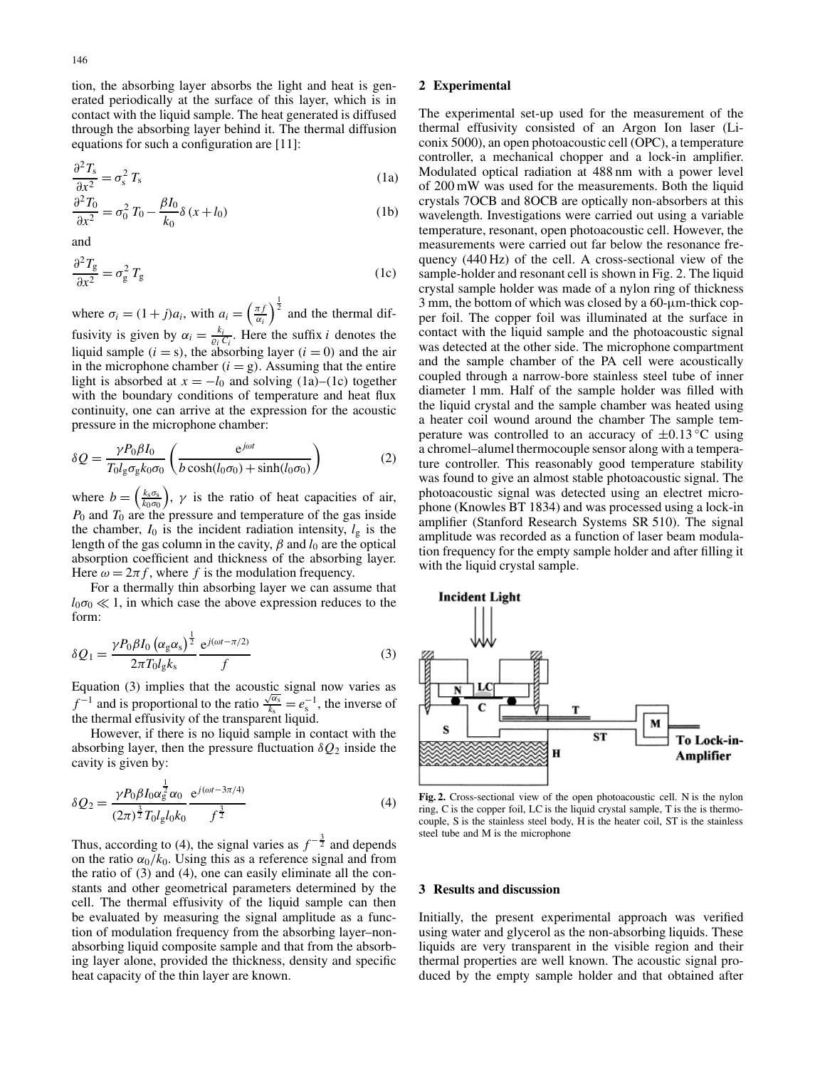tion, the absorbing layer absorbs the light and heat is generated periodically at the surface of this layer, which is in contact with the liquid sample. The heat generated is diffused through the absorbing layer behind it. The thermal diffusion equations for such a configuration are [11]:

$$\frac{\partial^2 T_s}{\partial x^2} = \sigma_s^2\, T_s \tag{1a}$$

$$\frac{\partial^2 T_0}{\partial x^2} = \sigma_0^2\, T_0 - \frac{\beta I_0}{k_0}\delta\,(x + l_0) \tag{1b}$$

and

$$\frac{\partial^2 T_g}{\partial x^2} = \sigma_g^2\, T_g \tag{1c}$$

where $\sigma_i = (1 + j)a_i$, with $a_i = \left(\frac{\pi f}{\alpha_i}\right)^{\frac{1}{2}}$ and the thermal diffusivity is given by $\alpha_i = \frac{k_i}{\varrho_i C_i}$. Here the suffix $i$ denotes the liquid sample ($i = \mathrm{s}$), the absorbing layer ($i = 0$) and the air in the microphone chamber ($i = \mathrm{g}$). Assuming that the entire light is absorbed at $x = -l_0$ and solving (1a)–(1c) together with the boundary conditions of temperature and heat flux continuity, one can arrive at the expression for the acoustic pressure in the microphone chamber:

$$\delta Q = \frac{\gamma P_0 \beta I_0}{T_0 l_g \sigma_g k_0 \sigma_0}\left(\frac{\mathrm{e}^{j\omega t}}{b\cosh(l_0\sigma_0) + \sinh(l_0\sigma_0)}\right) \tag{2}$$

where $b = \left(\frac{k_s\sigma_s}{k_0\sigma_0}\right)$, $\gamma$ is the ratio of heat capacities of air, $P_0$ and $T_0$ are the pressure and temperature of the gas inside the chamber, $I_0$ is the incident radiation intensity, $l_g$ is the length of the gas column in the cavity, $\beta$ and $l_0$ are the optical absorption coefficient and thickness of the absorbing layer. Here $\omega = 2\pi f$, where $f$ is the modulation frequency.

For a thermally thin absorbing layer we can assume that $l_0\sigma_0 \ll 1$, in which case the above expression reduces to the form:

$$\delta Q_1 = \frac{\gamma P_0 \beta I_0 \left(\alpha_g \alpha_s\right)^{\frac{1}{2}}}{2\pi T_0 l_g k_s}\,\frac{\mathrm{e}^{j(\omega t - \pi/2)}}{f} \tag{3}$$

Equation (3) implies that the acoustic signal now varies as $f^{-1}$ and is proportional to the ratio $\frac{\sqrt{\alpha_s}}{k_s} = e_s^{-1}$, the inverse of the thermal effusivity of the transparent liquid.

However, if there is no liquid sample in contact with the absorbing layer, then the pressure fluctuation $\delta Q_2$ inside the cavity is given by:

$$\delta Q_2 = \frac{\gamma P_0 \beta I_0 \alpha_g^{\frac{1}{2}} \alpha_0}{(2\pi)^{\frac{3}{2}} T_0 l_g l_0 k_0}\,\frac{\mathrm{e}^{j(\omega t - 3\pi/4)}}{f^{\frac{3}{2}}} \tag{4}$$

Thus, according to (4), the signal varies as $f^{-\frac{3}{2}}$ and depends on the ratio $\alpha_0/k_0$. Using this as a reference signal and from the ratio of (3) and (4), one can easily eliminate all the constants and other geometrical parameters determined by the cell. The thermal effusivity of the liquid sample can then be evaluated by measuring the signal amplitude as a function of modulation frequency from the absorbing layer–non-absorbing liquid composite sample and that from the absorbing layer alone, provided the thickness, density and specific heat capacity of the thin layer are known.

## 2 Experimental

The experimental set-up used for the measurement of the thermal effusivity consisted of an Argon Ion laser (Liconix 5000), an open photoacoustic cell (OPC), a temperature controller, a mechanical chopper and a lock-in amplifier. Modulated optical radiation at 488 nm with a power level of 200 mW was used for the measurements. Both the liquid crystals 7OCB and 8OCB are optically non-absorbers at this wavelength. Investigations were carried out using a variable temperature, resonant, open photoacoustic cell. However, the measurements were carried out far below the resonance frequency (440 Hz) of the cell. A cross-sectional view of the sample-holder and resonant cell is shown in Fig. 2. The liquid crystal sample holder was made of a nylon ring of thickness 3 mm, the bottom of which was closed by a 60-μm-thick copper foil. The copper foil was illuminated at the surface in contact with the liquid sample and the photoacoustic signal was detected at the other side. The microphone compartment and the sample chamber of the PA cell were acoustically coupled through a narrow-bore stainless steel tube of inner diameter 1 mm. Half of the sample holder was filled with the liquid crystal and the sample chamber was heated using a heater coil wound around the chamber The sample temperature was controlled to an accuracy of ±0.13 °C using a chromel–alumel thermocouple sensor along with a temperature controller. This reasonably good temperature stability was found to give an almost stable photoacoustic signal. The photoacoustic signal was detected using an electret microphone (Knowles BT 1834) and was processed using a lock-in amplifier (Stanford Research Systems SR 510). The signal amplitude was recorded as a function of laser beam modulation frequency for the empty sample holder and after filling it with the liquid crystal sample.

**Fig. 2.** Cross-sectional view of the open photoacoustic cell. N is the nylon ring, C is the copper foil, LC is the liquid crystal sample, T is the is thermocouple, S is the stainless steel body, H is the heater coil, ST is the stainless steel tube and M is the microphone

## 3 Results and discussion

Initially, the present experimental approach was verified using water and glycerol as the non-absorbing liquids. These liquids are very transparent in the visible region and their thermal properties are well known. The acoustic signal produced by the empty sample holder and that obtained after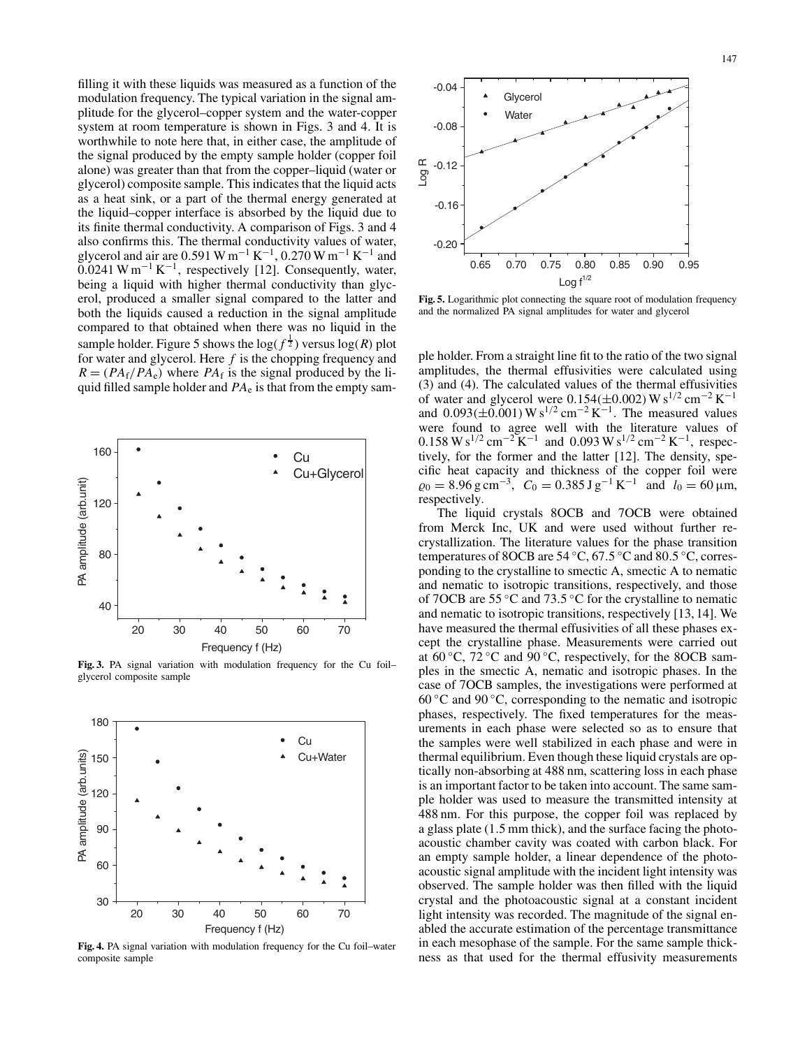filling it with these liquids was measured as a function of the modulation frequency. The typical variation in the signal amplitude for the glycerol–copper system and the water-copper system at room temperature is shown in Figs. 3 and 4. It is worthwhile to note here that, in either case, the amplitude of the signal produced by the empty sample holder (copper foil alone) was greater than that from the copper–liquid (water or glycerol) composite sample. This indicates that the liquid acts as a heat sink, or a part of the thermal energy generated at the liquid–copper interface is absorbed by the liquid due to its finite thermal conductivity. A comparison of Figs. 3 and 4 also confirms this. The thermal conductivity values of water, glycerol and air are $0.591\,\mathrm{W\,m^{-1}\,K^{-1}}$, $0.270\,\mathrm{W\,m^{-1}\,K^{-1}}$ and $0.0241\,\mathrm{W\,m^{-1}\,K^{-1}}$, respectively [12]. Consequently, water, being a liquid with higher thermal conductivity than glycerol, produced a smaller signal compared to the latter and both the liquids caused a reduction in the signal amplitude compared to that obtained when there was no liquid in the sample holder. Figure 5 shows the $\log(f^{\frac{1}{2}})$ versus $\log(R)$ plot for water and glycerol. Here $f$ is the chopping frequency and $R = (PA_\mathrm{f}/PA_\mathrm{e})$ where $PA_\mathrm{f}$ is the signal produced by the liquid filled sample holder and $PA_\mathrm{e}$ is that from the empty sample holder. From a straight line fit to the ratio of the two signal amplitudes, the thermal effusivities were calculated using (3) and (4). The calculated values of the thermal effusivities of water and glycerol were $0.154(\pm 0.002)\,\mathrm{W\,s^{1/2}\,cm^{-2}\,K^{-1}}$ and $0.093(\pm 0.001)\,\mathrm{W\,s^{1/2}\,cm^{-2}\,K^{-1}}$. The measured values were found to agree well with the literature values of $0.158\,\mathrm{W\,s^{1/2}\,cm^{-2}\,K^{-1}}$ and $0.093\,\mathrm{W\,s^{1/2}\,cm^{-2}\,K^{-1}}$, respectively, for the former and the latter [12]. The density, specific heat capacity and thickness of the copper foil were $\varrho_0 = 8.96\,\mathrm{g\,cm^{-3}}$, $C_0 = 0.385\,\mathrm{J\,g^{-1}\,K^{-1}}$ and $l_0 = 60\,\mu\mathrm{m}$, respectively.

**Fig. 3.** PA signal variation with modulation frequency for the Cu foil–glycerol composite sample

**Fig. 4.** PA signal variation with modulation frequency for the Cu foil–water composite sample

**Fig. 5.** Logarithmic plot connecting the square root of modulation frequency and the normalized PA signal amplitudes for water and glycerol

The liquid crystals 8OCB and 7OCB were obtained from Merck Inc, UK and were used without further recrystallization. The literature values for the phase transition temperatures of 8OCB are 54 °C, 67.5 °C and 80.5 °C, corresponding to the crystalline to smectic A, smectic A to nematic and nematic to isotropic transitions, respectively, and those of 7OCB are 55 °C and 73.5 °C for the crystalline to nematic and nematic to isotropic transitions, respectively [13, 14]. We have measured the thermal effusivities of all these phases except the crystalline phase. Measurements were carried out at 60 °C, 72 °C and 90 °C, respectively, for the 8OCB samples in the smectic A, nematic and isotropic phases. In the case of 7OCB samples, the investigations were performed at 60 °C and 90 °C, corresponding to the nematic and isotropic phases, respectively. The fixed temperatures for the measurements in each phase were selected so as to ensure that the samples were well stabilized in each phase and were in thermal equilibrium. Even though these liquid crystals are optically non-absorbing at 488 nm, scattering loss in each phase is an important factor to be taken into account. The same sample holder was used to measure the transmitted intensity at 488 nm. For this purpose, the copper foil was replaced by a glass plate (1.5 mm thick), and the surface facing the photoacoustic chamber cavity was coated with carbon black. For an empty sample holder, a linear dependence of the photoacoustic signal amplitude with the incident light intensity was observed. The sample holder was then filled with the liquid crystal and the photoacoustic signal at a constant incident light intensity was recorded. The magnitude of the signal enabled the accurate estimation of the percentage transmittance in each mesophase of the sample. For the same sample thickness as that used for the thermal effusivity measurements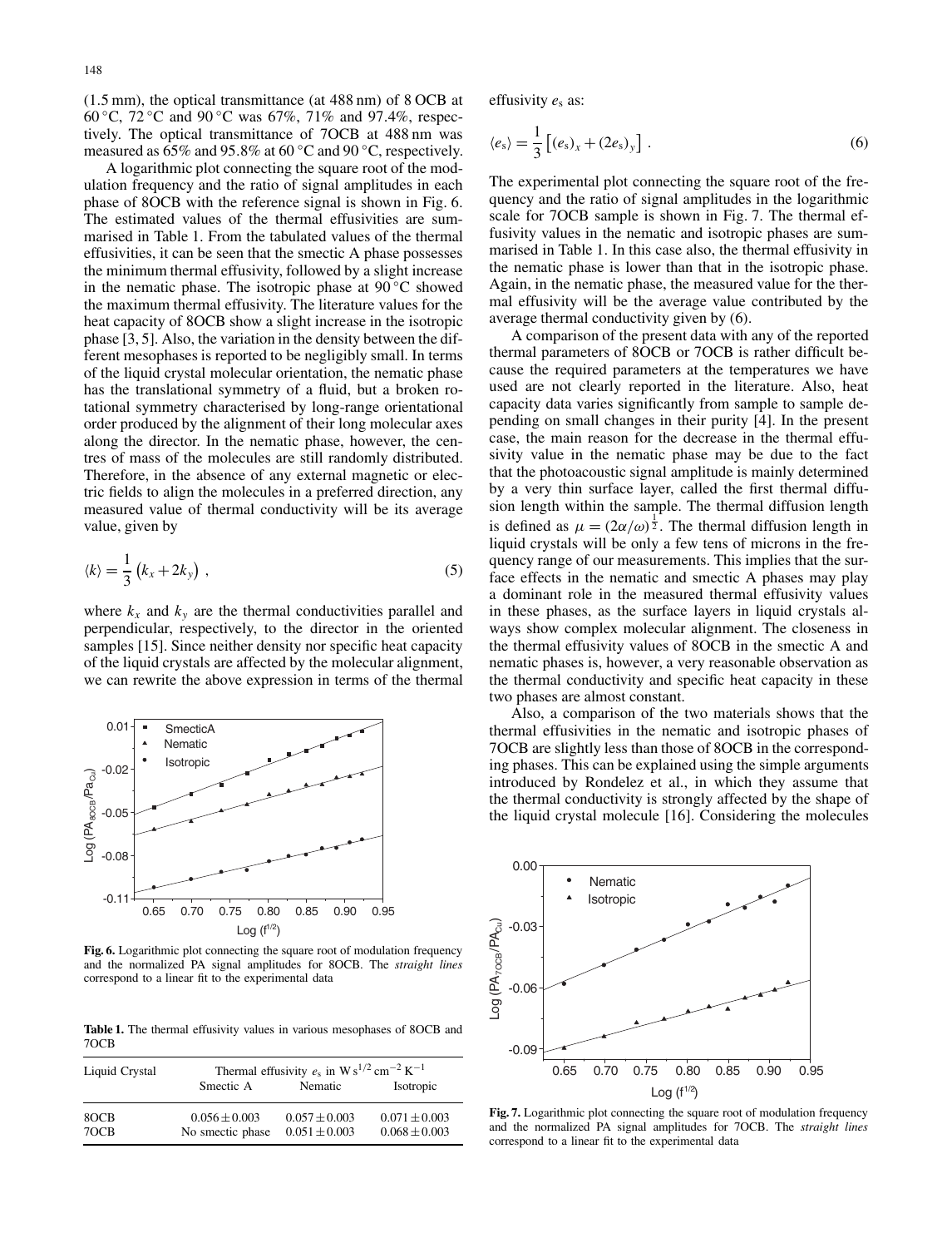(1.5 mm), the optical transmittance (at 488 nm) of 8 OCB at 60 °C, 72 °C and 90 °C was 67%, 71% and 97.4%, respectively. The optical transmittance of 7OCB at 488 nm was measured as 65% and 95.8% at 60 °C and 90 °C, respectively.

A logarithmic plot connecting the square root of the modulation frequency and the ratio of signal amplitudes in each phase of 8OCB with the reference signal is shown in Fig. 6. The estimated values of the thermal effusivities are summarised in Table 1. From the tabulated values of the thermal effusivities, it can be seen that the smectic A phase possesses the minimum thermal effusivity, followed by a slight increase in the nematic phase. The isotropic phase at 90 °C showed the maximum thermal effusivity. The literature values for the heat capacity of 8OCB show a slight increase in the isotropic phase [3, 5]. Also, the variation in the density between the different mesophases is reported to be negligibly small. In terms of the liquid crystal molecular orientation, the nematic phase has the translational symmetry of a fluid, but a broken rotational symmetry characterised by long-range orientational order produced by the alignment of their long molecular axes along the director. In the nematic phase, however, the centres of mass of the molecules are still randomly distributed. Therefore, in the absence of any external magnetic or electric fields to align the molecules in a preferred direction, any measured value of thermal conductivity will be its average value, given by

$$\langle k \rangle = \frac{1}{3}\left(k_x + 2k_y\right) , \tag{5}$$

where $k_x$ and $k_y$ are the thermal conductivities parallel and perpendicular, respectively, to the director in the oriented samples [15]. Since neither density nor specific heat capacity of the liquid crystals are affected by the molecular alignment, we can rewrite the above expression in terms of the thermal effusivity $e_s$ as:

$$\langle e_s \rangle = \frac{1}{3}\left[(e_s)_x + (2e_s)_y\right] . \tag{6}$$

The experimental plot connecting the square root of the frequency and the ratio of signal amplitudes in the logarithmic scale for 7OCB sample is shown in Fig. 7. The thermal effusivity values in the nematic and isotropic phases are summarised in Table 1. In this case also, the thermal effusivity in the nematic phase is lower than that in the isotropic phase. Again, in the nematic phase, the measured value for the thermal effusivity will be the average value contributed by the average thermal conductivity given by (6).

A comparison of the present data with any of the reported thermal parameters of 8OCB or 7OCB is rather difficult because the required parameters at the temperatures we have used are not clearly reported in the literature. Also, heat capacity data varies significantly from sample to sample depending on small changes in their purity [4]. In the present case, the main reason for the decrease in the thermal effusivity value in the nematic phase may be due to the fact that the photoacoustic signal amplitude is mainly determined by a very thin surface layer, called the first thermal diffusion length within the sample. The thermal diffusion length is defined as $\mu = (2\alpha/\omega)^{\frac{1}{2}}$. The thermal diffusion length in liquid crystals will be only a few tens of microns in the frequency range of our measurements. This implies that the surface effects in the nematic and smectic A phases may play a dominant role in the measured thermal effusivity values in these phases, as the surface layers in liquid crystals always show complex molecular alignment. The closeness in the thermal effusivity values of 8OCB in the smectic A and nematic phases is, however, a very reasonable observation as the thermal conductivity and specific heat capacity in these two phases are almost constant.

Also, a comparison of the two materials shows that the thermal effusivities in the nematic and isotropic phases of 7OCB are slightly less than those of 8OCB in the corresponding phases. This can be explained using the simple arguments introduced by Rondelez et al., in which they assume that the thermal conductivity is strongly affected by the shape of the liquid crystal molecule [16]. Considering the molecules

**Fig. 6.** Logarithmic plot connecting the square root of modulation frequency and the normalized PA signal amplitudes for 8OCB. The *straight lines* correspond to a linear fit to the experimental data

**Table 1.** The thermal effusivity values in various mesophases of 8OCB and 7OCB

| Liquid Crystal | Thermal effusivity $e_s$ in $\mathrm{W\,s^{1/2}\,cm^{-2}\,K^{-1}}$ | | |
|---|---|---|---|
| | Smectic A | Nematic | Isotropic |
| 8OCB | $0.056 \pm 0.003$ | $0.057 \pm 0.003$ | $0.071 \pm 0.003$ |
| 7OCB | No smectic phase | $0.051 \pm 0.003$ | $0.068 \pm 0.003$ |

**Fig. 7.** Logarithmic plot connecting the square root of modulation frequency and the normalized PA signal amplitudes for 7OCB. The *straight lines* correspond to a linear fit to the experimental data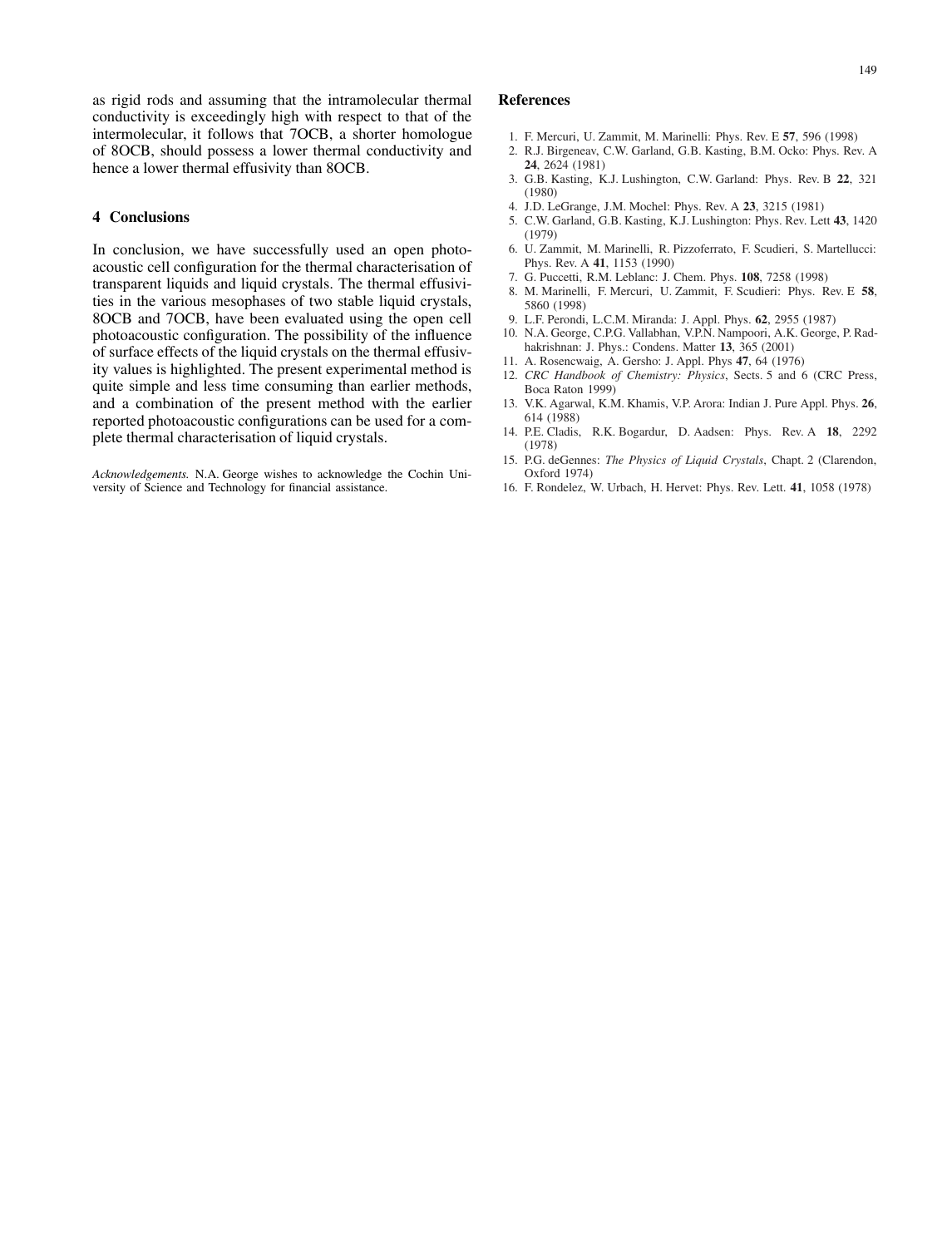as rigid rods and assuming that the intramolecular thermal conductivity is exceedingly high with respect to that of the intermolecular, it follows that 7OCB, a shorter homologue of 8OCB, should possess a lower thermal conductivity and hence a lower thermal effusivity than 8OCB.

## 4 Conclusions

In conclusion, we have successfully used an open photoacoustic cell configuration for the thermal characterisation of transparent liquids and liquid crystals. The thermal effusivities in the various mesophases of two stable liquid crystals, 8OCB and 7OCB, have been evaluated using the open cell photoacoustic configuration. The possibility of the influence of surface effects of the liquid crystals on the thermal effusivity values is highlighted. The present experimental method is quite simple and less time consuming than earlier methods, and a combination of the present method with the earlier reported photoacoustic configurations can be used for a complete thermal characterisation of liquid crystals.

*Acknowledgements.* N.A. George wishes to acknowledge the Cochin University of Science and Technology for financial assistance.

## References

1. F. Mercuri, U. Zammit, M. Marinelli: Phys. Rev. E **57**, 596 (1998)
2. R.J. Birgeneav, C.W. Garland, G.B. Kasting, B.M. Ocko: Phys. Rev. A **24**, 2624 (1981)
3. G.B. Kasting, K.J. Lushington, C.W. Garland: Phys. Rev. B **22**, 321 (1980)
4. J.D. LeGrange, J.M. Mochel: Phys. Rev. A **23**, 3215 (1981)
5. C.W. Garland, G.B. Kasting, K.J. Lushington: Phys. Rev. Lett **43**, 1420 (1979)
6. U. Zammit, M. Marinelli, R. Pizzoferrato, F. Scudieri, S. Martellucci: Phys. Rev. A **41**, 1153 (1990)
7. G. Puccetti, R.M. Leblanc: J. Chem. Phys. **108**, 7258 (1998)
8. M. Marinelli, F. Mercuri, U. Zammit, F. Scudieri: Phys. Rev. E **58**, 5860 (1998)
9. L.F. Perondi, L.C.M. Miranda: J. Appl. Phys. **62**, 2955 (1987)
10. N.A. George, C.P.G. Vallabhan, V.P.N. Nampoori, A.K. George, P. Radhakrishnan: J. Phys.: Condens. Matter **13**, 365 (2001)
11. A. Rosencwaig, A. Gersho: J. Appl. Phys **47**, 64 (1976)
12. *CRC Handbook of Chemistry: Physics*, Sects. 5 and 6 (CRC Press, Boca Raton 1999)
13. V.K. Agarwal, K.M. Khamis, V.P. Arora: Indian J. Pure Appl. Phys. **26**, 614 (1988)
14. P.E. Cladis, R.K. Bogardur, D. Aadsen: Phys. Rev. A **18**, 2292 (1978)
15. P.G. deGennes: *The Physics of Liquid Crystals*, Chapt. 2 (Clarendon, Oxford 1974)
16. F. Rondelez, W. Urbach, H. Hervet: Phys. Rev. Lett. **41**, 1058 (1978)